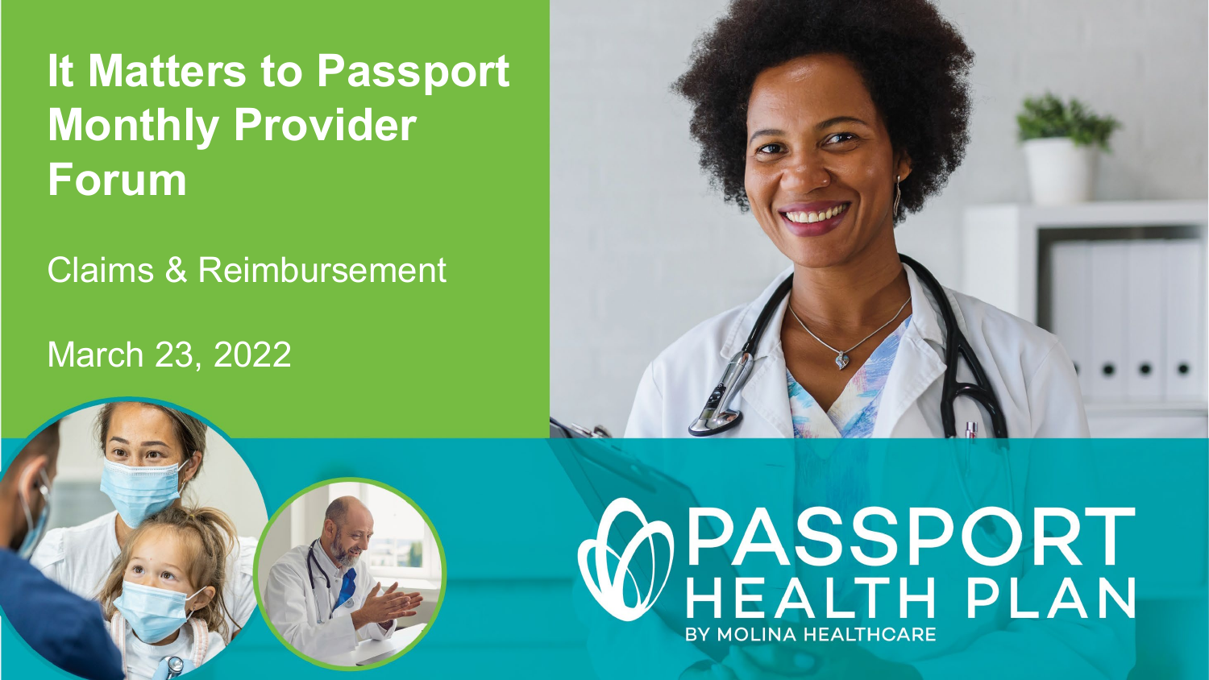# It Matters to Passport Monthly Provider Forum

Claims & Reimbursement

March 23, 2022

PASSPORT HEALTH PLAN

BY MOLINA HEALTHCARE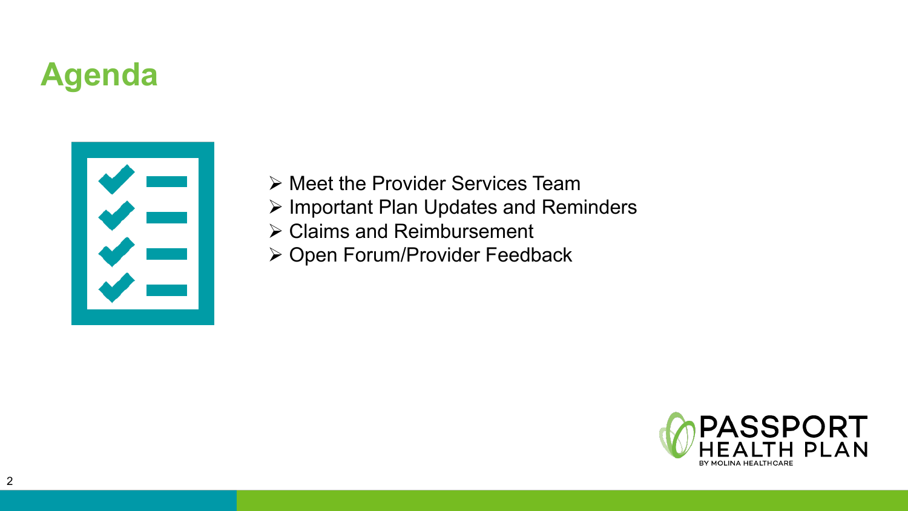# Agenda

- Meet the Provider Services Team
- Important Plan Updates and Reminders
- Claims and Reimbursement
- Open Forum/Provider Feedback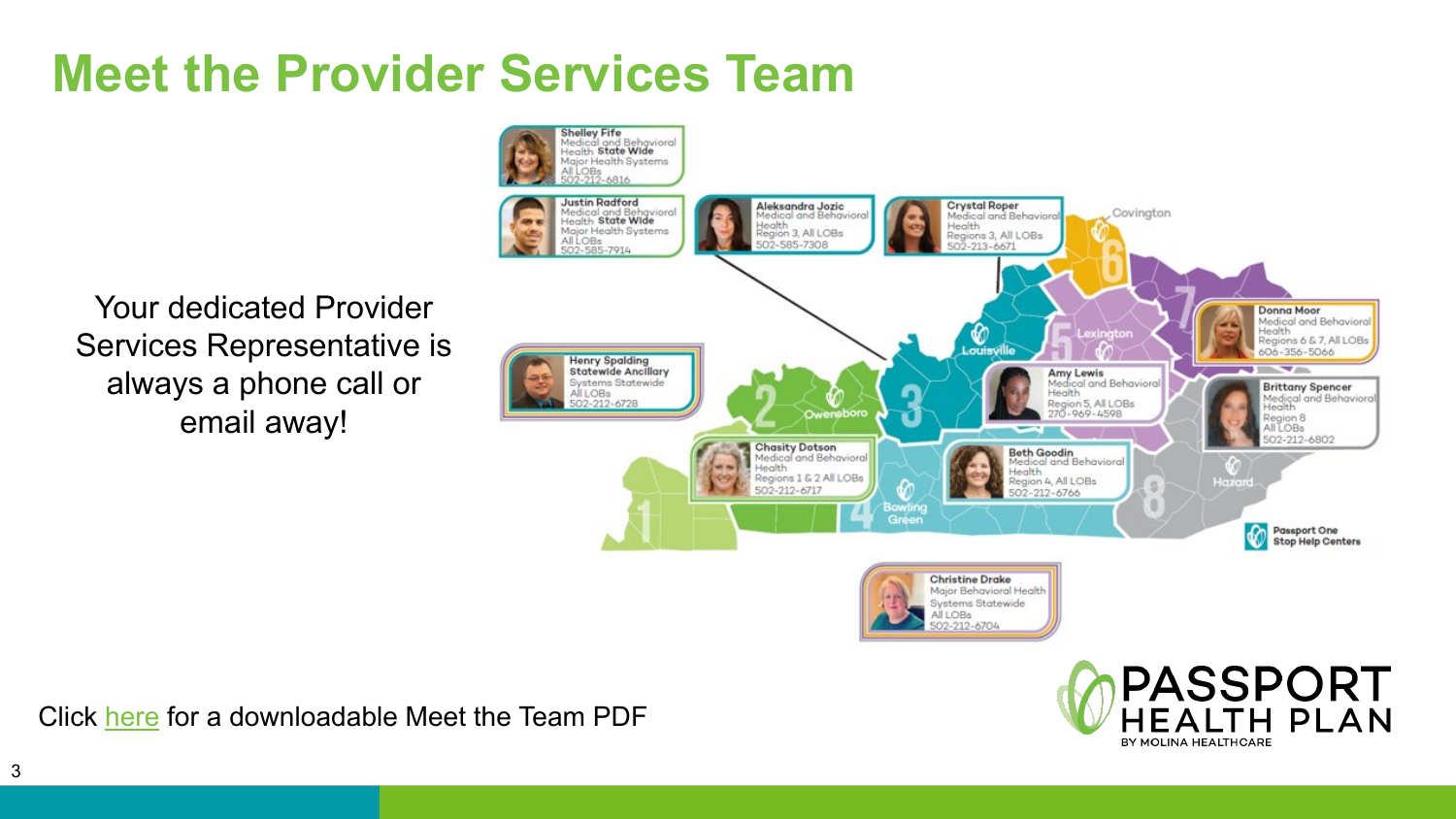# Meet the Provider Services Team

Your dedicated Provider Services Representative is always a phone call or email away!

**Shelley Fife**
Medical and Behavioral Health **State Wide**
Major Health Systems
All LOBs
502-212-6816

**Justin Radford**
Medical and Behavioral Health **State Wide**
Major Health Systems
All LOBs
502-585-7914

**Aleksandra Jozic**
Medical and Behavioral Health
Region 3, All LOBs
502-585-7308

**Crystal Roper**
Medical and Behavioral Health
Regions 3, All LOBs
502-213-6671

**Henry Spalding**
**Statewide Ancillary**
Systems Statewide
All LOBs
502-212-6728

**Donna Moor**
Medical and Behavioral Health
Regions 6 & 7, All LOBs
606-356-5066

**Amy Lewis**
Medical and Behavioral Health
Region 5, All LOBs
270-969-4598

**Brittany Spencer**
Medical and Behavioral Health
Region 8
All LOBs
502-212-6802

**Chasity Dotson**
Medical and Behavioral Health
Regions 1 & 2 All LOBs
502-212-6717

**Beth Goodin**
Medical and Behavioral Health
Region 4, All LOBs
502-212-6766

**Christine Drake**
Major Behavioral Health Systems Statewide
All LOBs
502-212-6704

Covington, Louisville, Lexington, Owensboro, Bowling Green, Hazard

Passport One Stop Help Centers

Click here for a downloadable Meet the Team PDF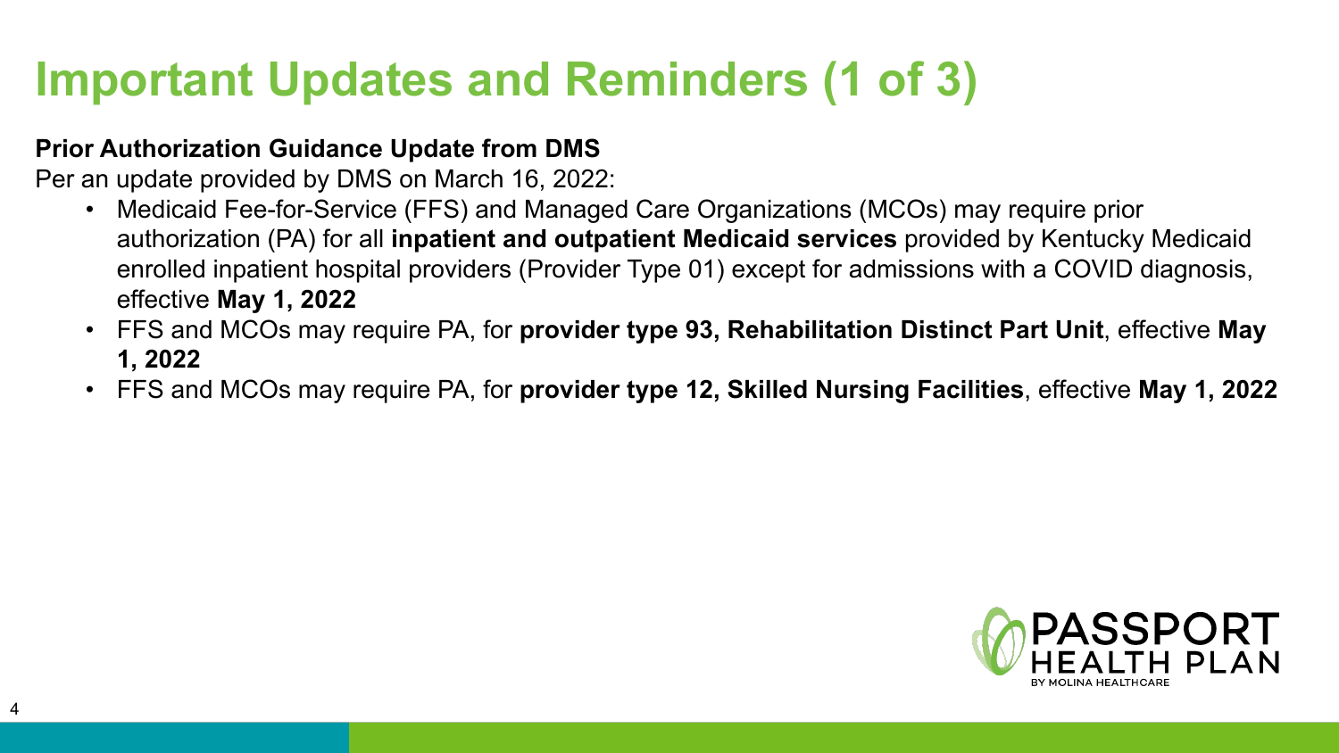# Important Updates and Reminders (1 of 3)

**Prior Authorization Guidance Update from DMS**

Per an update provided by DMS on March 16, 2022:

- Medicaid Fee-for-Service (FFS) and Managed Care Organizations (MCOs) may require prior authorization (PA) for all **inpatient and outpatient Medicaid services** provided by Kentucky Medicaid enrolled inpatient hospital providers (Provider Type 01) except for admissions with a COVID diagnosis, effective **May 1, 2022**
- FFS and MCOs may require PA, for **provider type 93, Rehabilitation Distinct Part Unit**, effective **May 1, 2022**
- FFS and MCOs may require PA, for **provider type 12, Skilled Nursing Facilities**, effective **May 1, 2022**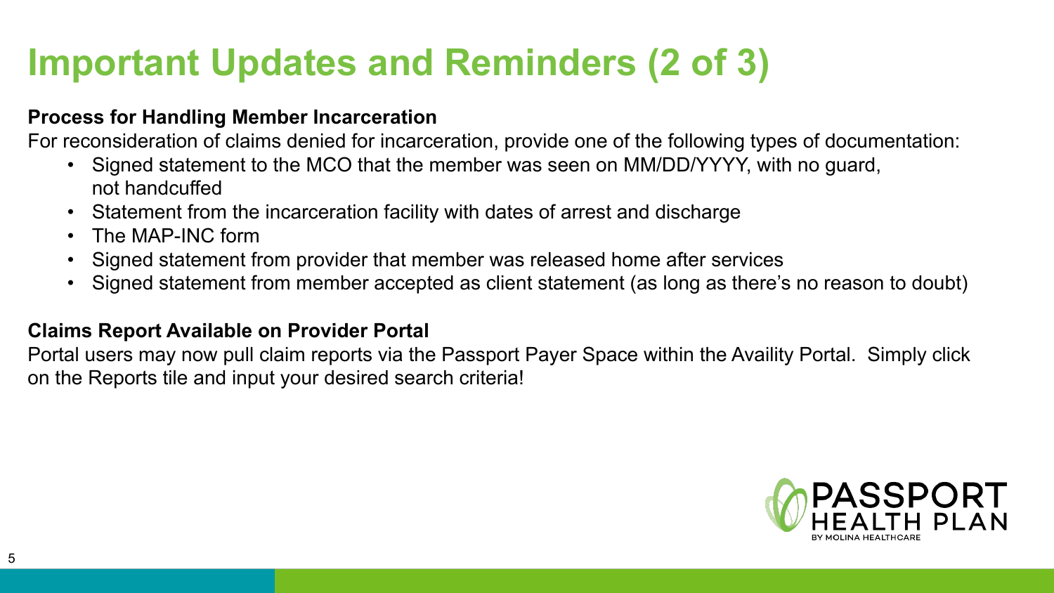# Important Updates and Reminders (2 of 3)

**Process for Handling Member Incarceration**

For reconsideration of claims denied for incarceration, provide one of the following types of documentation:

- Signed statement to the MCO that the member was seen on MM/DD/YYYY, with no guard, not handcuffed
- Statement from the incarceration facility with dates of arrest and discharge
- The MAP-INC form
- Signed statement from provider that member was released home after services
- Signed statement from member accepted as client statement (as long as there's no reason to doubt)

**Claims Report Available on Provider Portal**

Portal users may now pull claim reports via the Passport Payer Space within the Availity Portal. Simply click on the Reports tile and input your desired search criteria!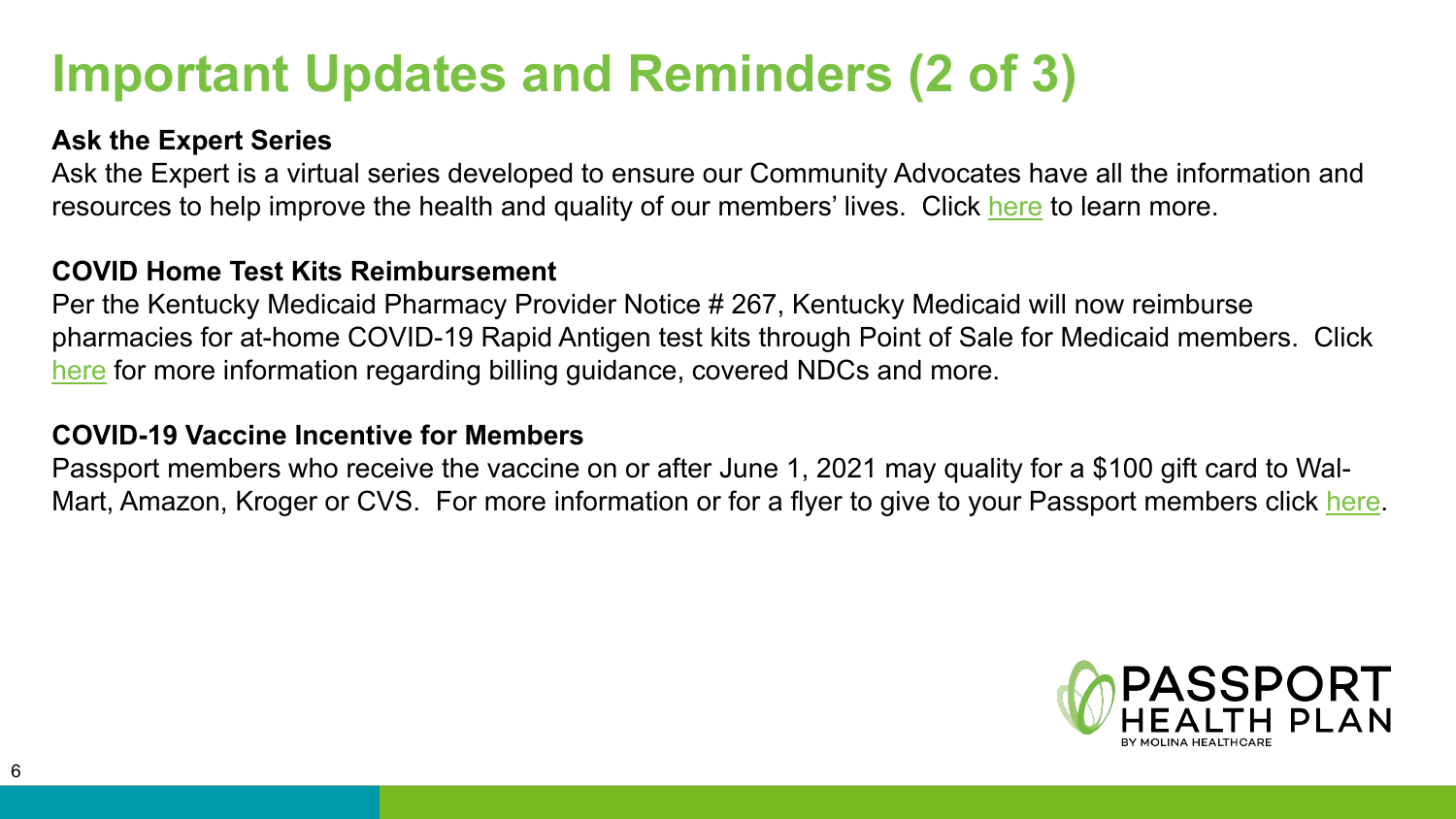# Important Updates and Reminders (2 of 3)

**Ask the Expert Series**

Ask the Expert is a virtual series developed to ensure our Community Advocates have all the information and resources to help improve the health and quality of our members' lives. Click here to learn more.

**COVID Home Test Kits Reimbursement**

Per the Kentucky Medicaid Pharmacy Provider Notice # 267, Kentucky Medicaid will now reimburse pharmacies for at-home COVID-19 Rapid Antigen test kits through Point of Sale for Medicaid members. Click here for more information regarding billing guidance, covered NDCs and more.

**COVID-19 Vaccine Incentive for Members**

Passport members who receive the vaccine on or after June 1, 2021 may quality for a $100 gift card to Wal-Mart, Amazon, Kroger or CVS. For more information or for a flyer to give to your Passport members click here.

PASSPORT HEALTH PLAN BY MOLINA HEALTHCARE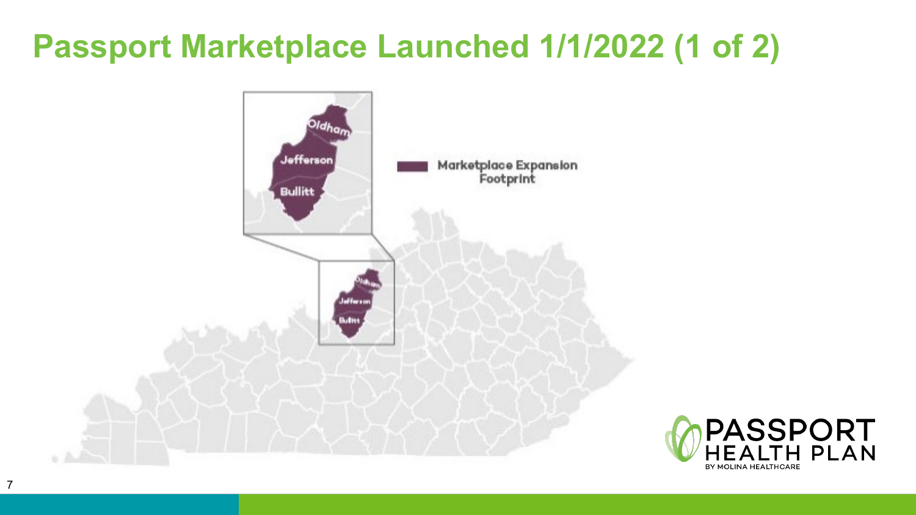# Passport Marketplace Launched 1/1/2022 (1 of 2)

Oldham

Jefferson

Bullitt

Marketplace Expansion Footprint

PASSPORT HEALTH PLAN

BY MOLINA HEALTHCARE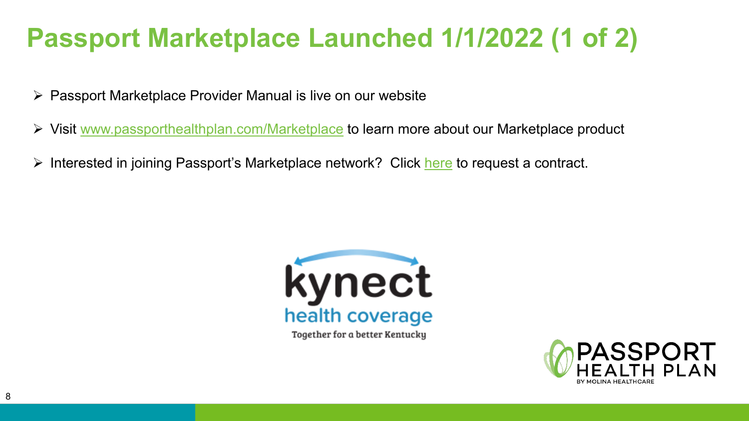# Passport Marketplace Launched 1/1/2022 (1 of 2)

- Passport Marketplace Provider Manual is live on our website
- Visit www.passporthealthplan.com/Marketplace to learn more about our Marketplace product
- Interested in joining Passport's Marketplace network? Click here to request a contract.

kynect
health coverage
Together for a better Kentucky

PASSPORT HEALTH PLAN
BY MOLINA HEALTHCARE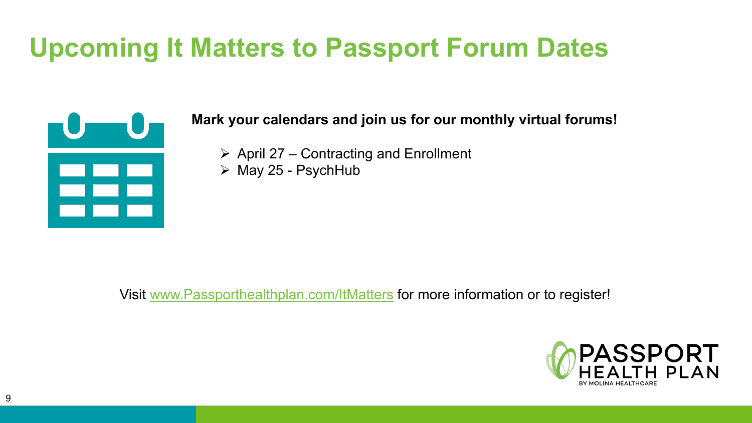# Upcoming It Matters to Passport Forum Dates

**Mark your calendars and join us for our monthly virtual forums!**

- April 27 – Contracting and Enrollment
- May 25 - PsychHub

Visit www.Passporthealthplan.com/ItMatters for more information or to register!

PASSPORT HEALTH PLAN
BY MOLINA HEALTHCARE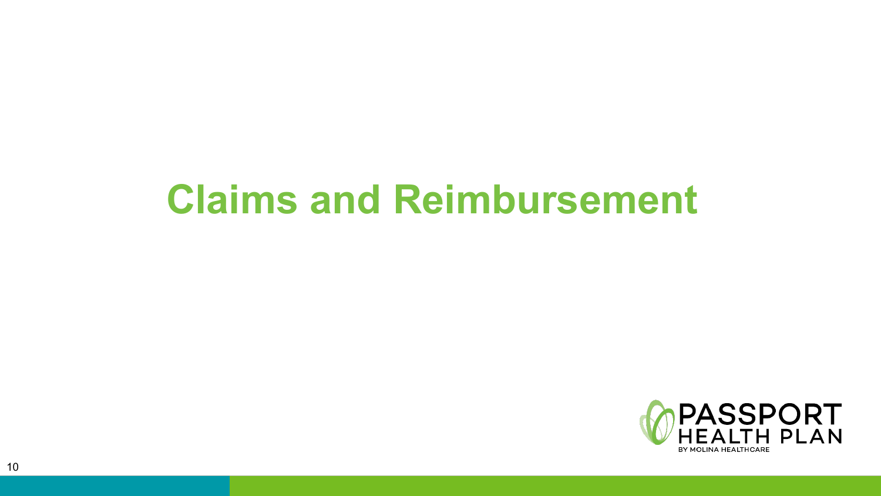# Claims and Reimbursement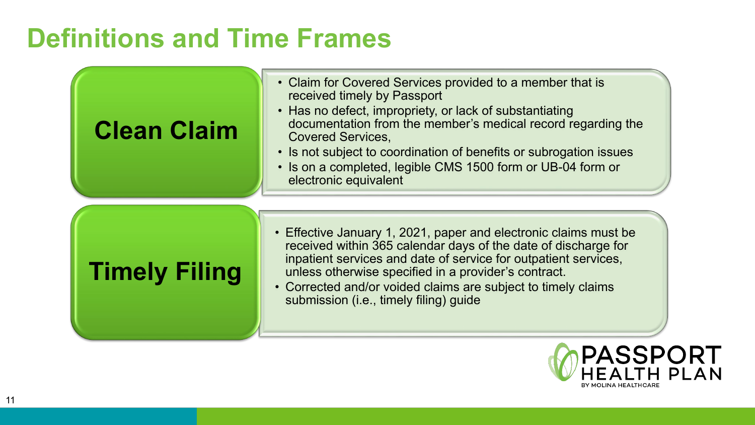# Definitions and Time Frames

## Clean Claim

- Claim for Covered Services provided to a member that is received timely by Passport
- Has no defect, impropriety, or lack of substantiating documentation from the member's medical record regarding the Covered Services,
- Is not subject to coordination of benefits or subrogation issues
- Is on a completed, legible CMS 1500 form or UB-04 form or electronic equivalent

## Timely Filing

- Effective January 1, 2021, paper and electronic claims must be received within 365 calendar days of the date of discharge for inpatient services and date of service for outpatient services, unless otherwise specified in a provider's contract.
- Corrected and/or voided claims are subject to timely claims submission (i.e., timely filing) guide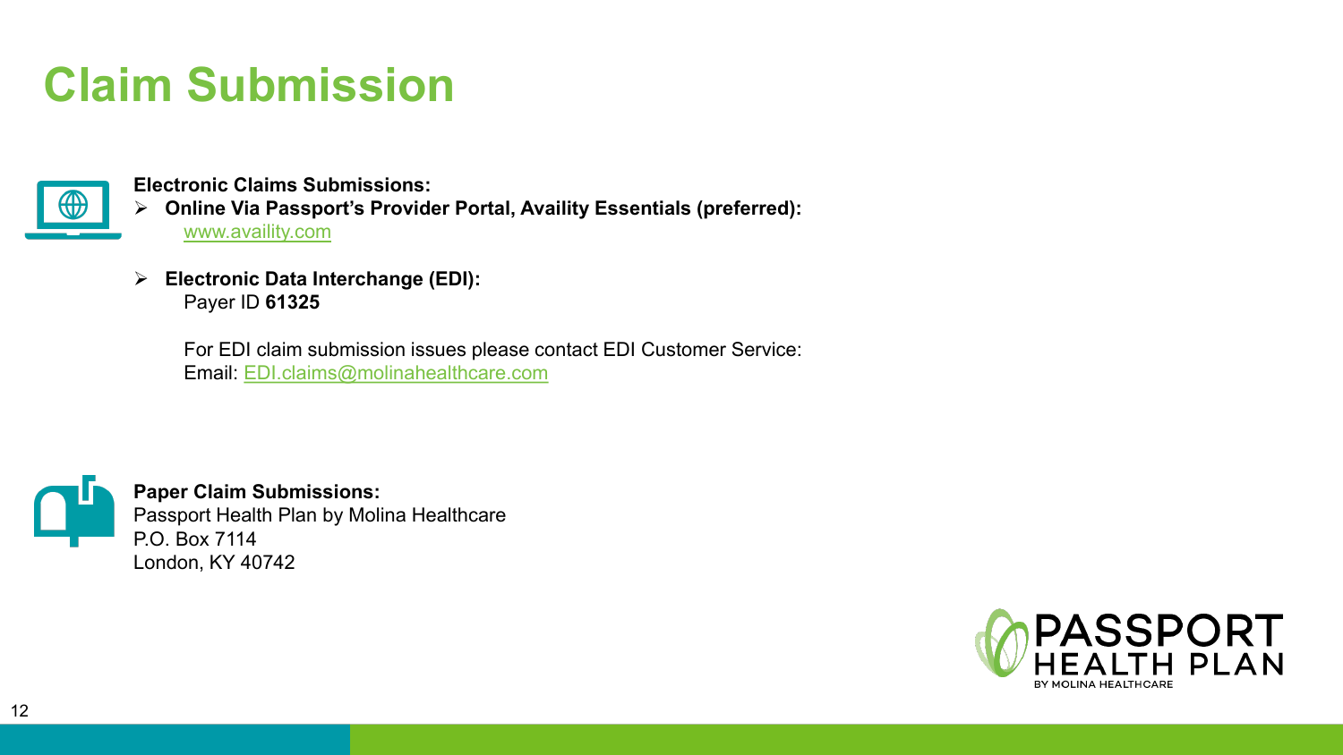# Claim Submission

**Electronic Claims Submissions:**

- **Online Via Passport's Provider Portal, Availity Essentials (preferred):**
  www.availity.com

- **Electronic Data Interchange (EDI):**
  Payer ID **61325**

  For EDI claim submission issues please contact EDI Customer Service:
  Email: EDI.claims@molinahealthcare.com

**Paper Claim Submissions:**
Passport Health Plan by Molina Healthcare
P.O. Box 7114
London, KY 40742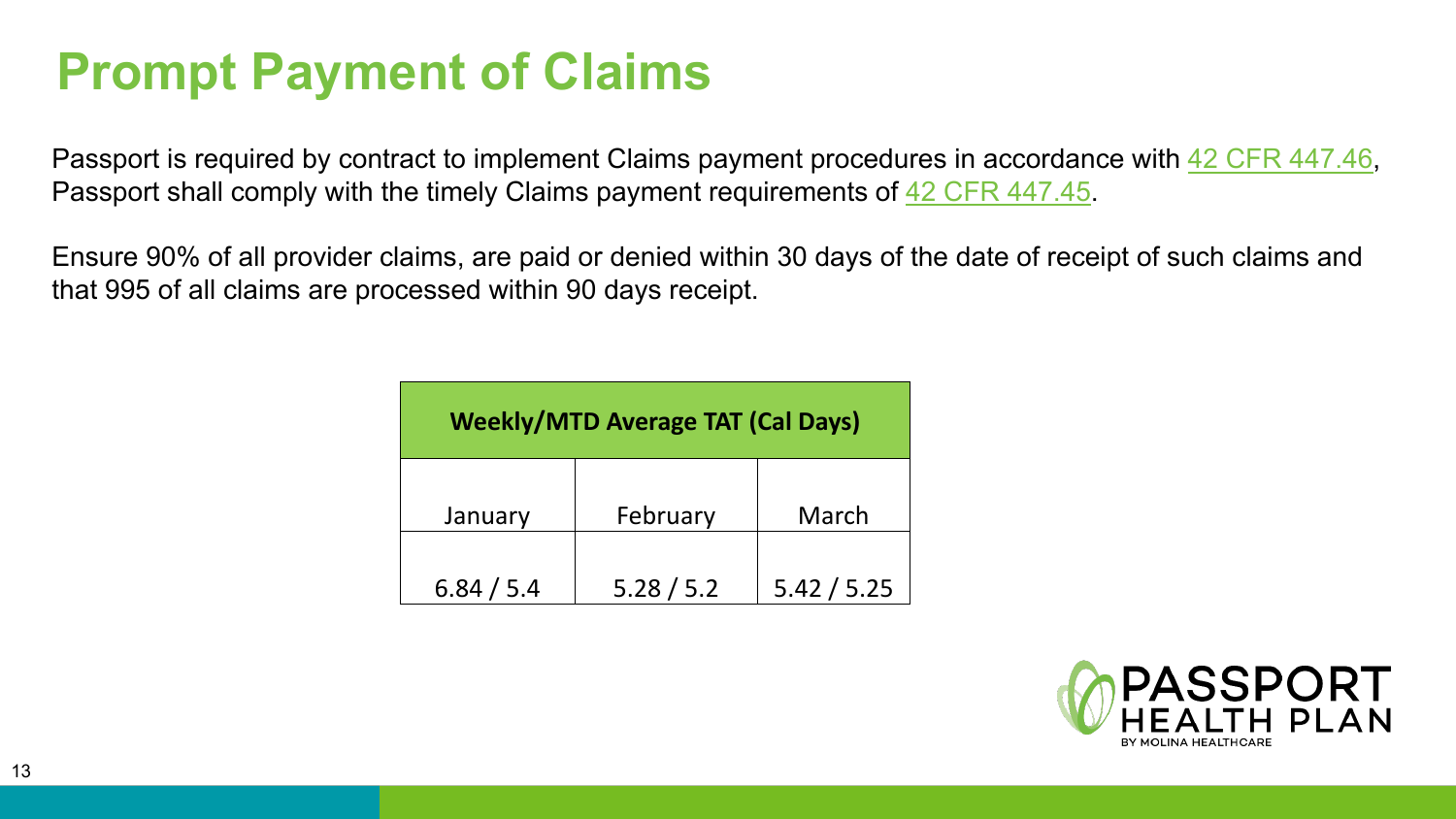# Prompt Payment of Claims

Passport is required by contract to implement Claims payment procedures in accordance with [42 CFR 447.46](), Passport shall comply with the timely Claims payment requirements of [42 CFR 447.45]().

Ensure 90% of all provider claims, are paid or denied within 30 days of the date of receipt of such claims and that 995 of all claims are processed within 90 days receipt.

| **Weekly/MTD Average TAT (Cal Days)** | | |
|---|---|---|
| January | February | March |
| 6.84 / 5.4 | 5.28 / 5.2 | 5.42 / 5.25 |

PASSPORT HEALTH PLAN BY MOLINA HEALTHCARE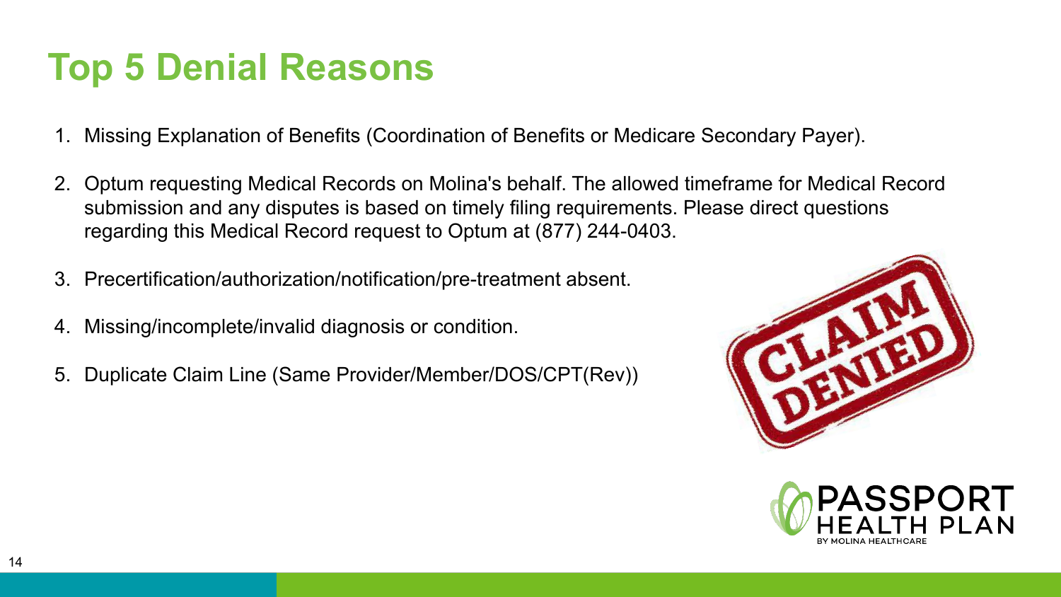# Top 5 Denial Reasons

1. Missing Explanation of Benefits (Coordination of Benefits or Medicare Secondary Payer).

2. Optum requesting Medical Records on Molina's behalf. The allowed timeframe for Medical Record submission and any disputes is based on timely filing requirements. Please direct questions regarding this Medical Record request to Optum at (877) 244-0403.

3. Precertification/authorization/notification/pre-treatment absent.

4. Missing/incomplete/invalid diagnosis or condition.

5. Duplicate Claim Line (Same Provider/Member/DOS/CPT(Rev))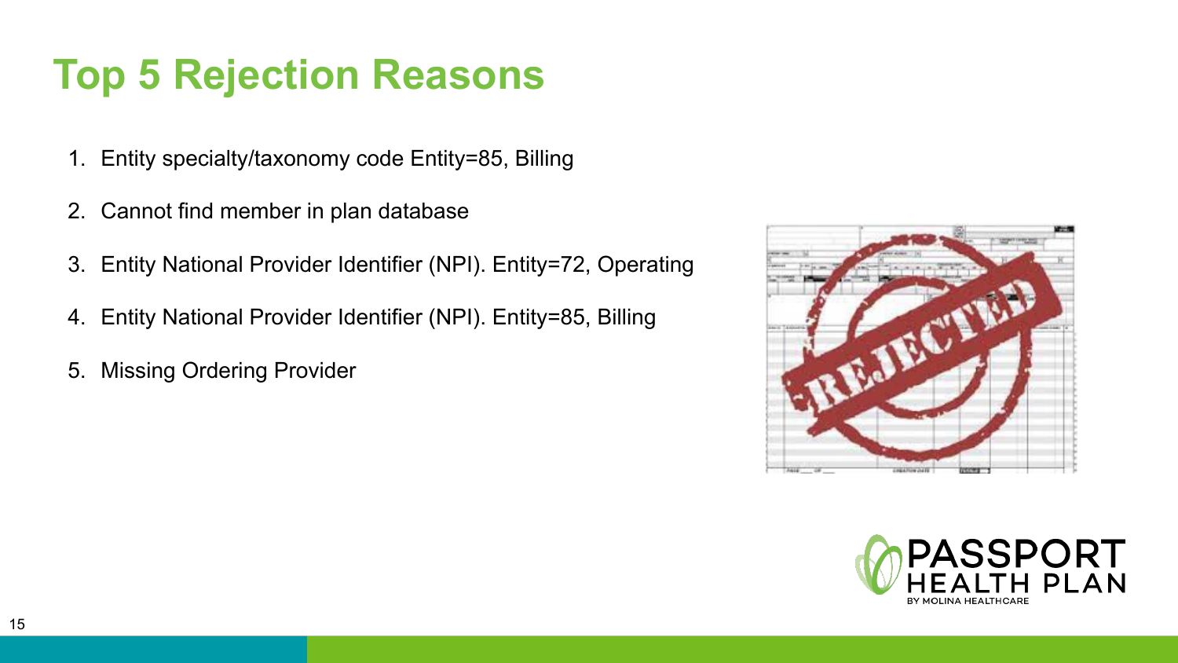# Top 5 Rejection Reasons

1. Entity specialty/taxonomy code Entity=85, Billing
2. Cannot find member in plan database
3. Entity National Provider Identifier (NPI). Entity=72, Operating
4. Entity National Provider Identifier (NPI). Entity=85, Billing
5. Missing Ordering Provider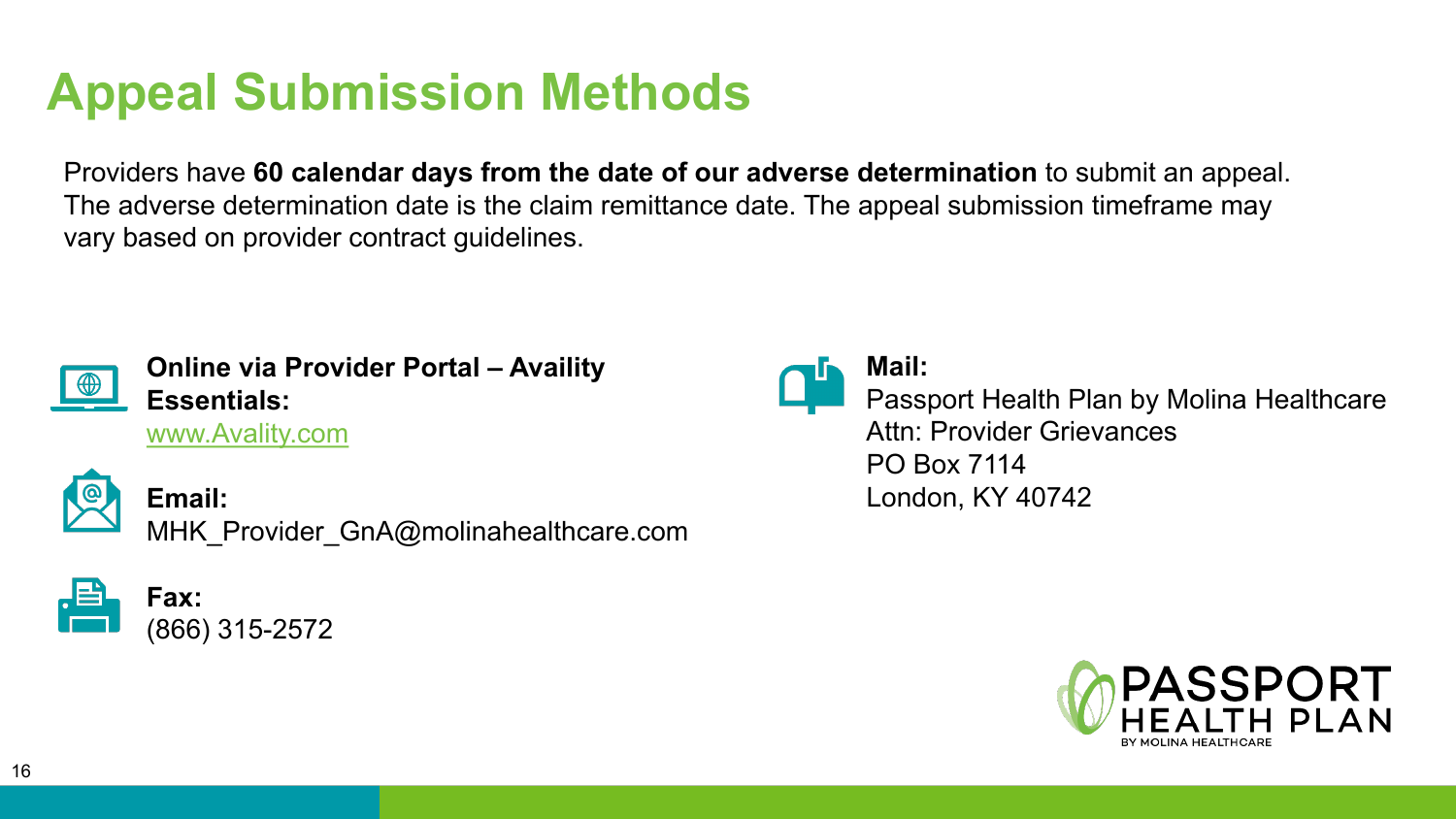# Appeal Submission Methods

Providers have **60 calendar days from the date of our adverse determination** to submit an appeal. The adverse determination date is the claim remittance date. The appeal submission timeframe may vary based on provider contract guidelines.

**Online via Provider Portal – Availity Essentials:**
www.Avality.com

**Email:**
MHK_Provider_GnA@molinahealthcare.com

**Fax:**
(866) 315-2572

**Mail:**
Passport Health Plan by Molina Healthcare
Attn: Provider Grievances
PO Box 7114
London, KY 40742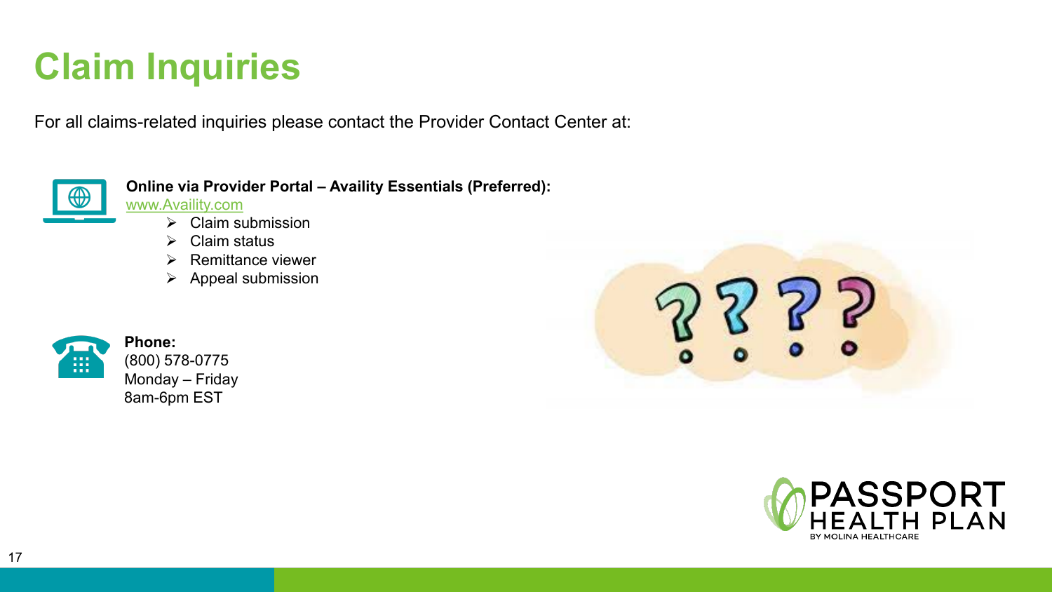# Claim Inquiries

For all claims-related inquiries please contact the Provider Contact Center at:

**Online via Provider Portal – Availity Essentials (Preferred):**
www.Availity.com

- Claim submission
- Claim status
- Remittance viewer
- Appeal submission

**Phone:**
(800) 578-0775
Monday – Friday
8am-6pm EST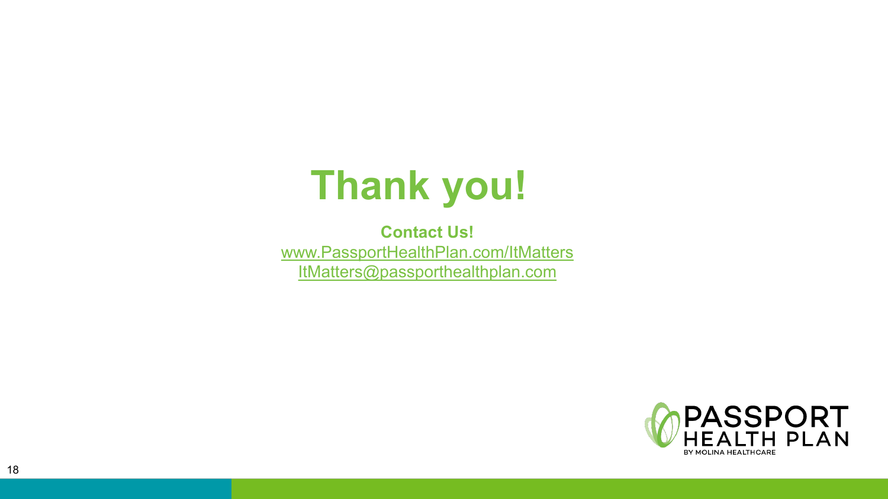# Thank you!

**Contact Us!**

www.PassportHealthPlan.com/ItMatters

ItMatters@passporthealthplan.com

PASSPORT HEALTH PLAN

BY MOLINA HEALTHCARE